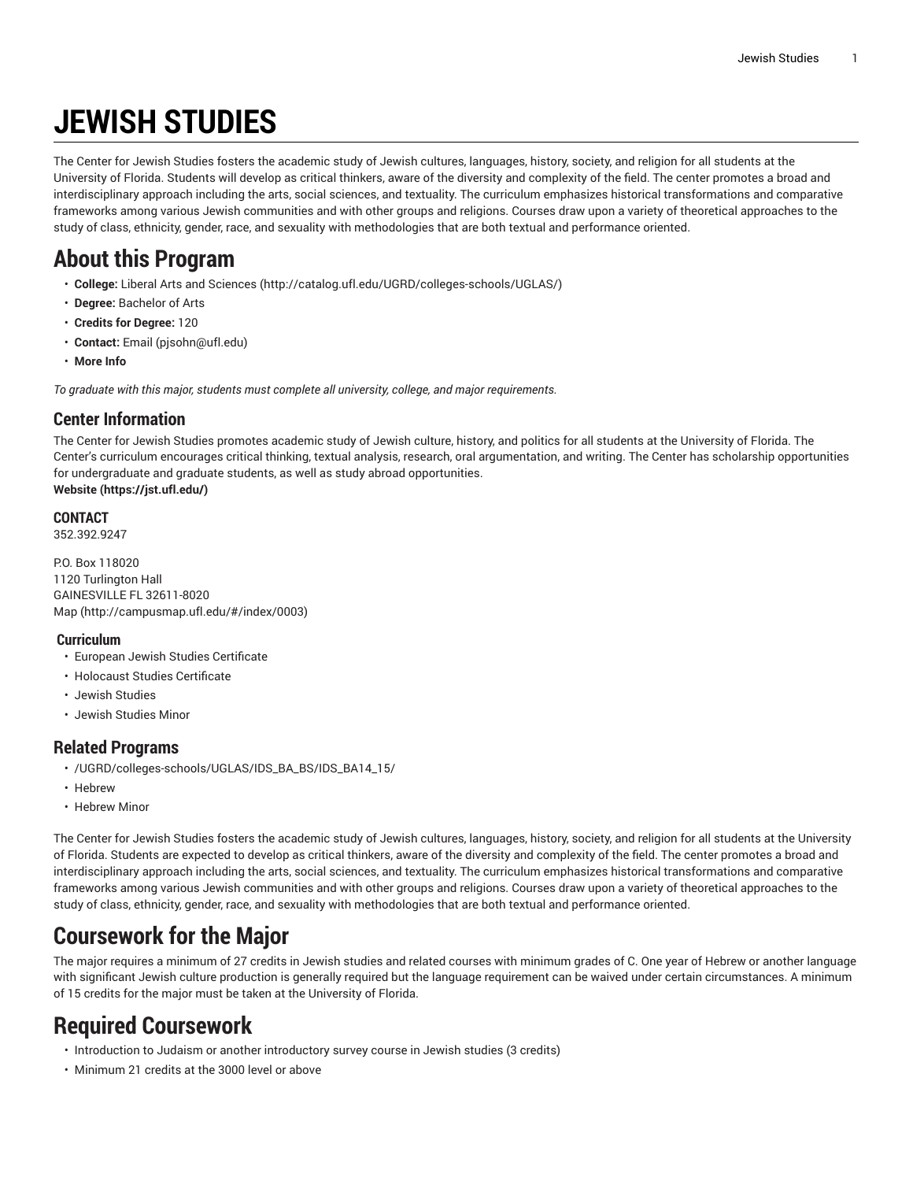# JEWISH STUDIES

The Center for Jewish Studies fosters the academic study of Jewish cultures, languages, history, society, and religion for all students at the University of Florida. Students will develop as critical thinkers, aware of the diversity and complexity of the field. The center promotes a broad and interdisciplinary approach including the arts, social sciences, and textuality. The curriculum emphasizes historical transformations and comparative frameworks among various Jewish communities and with other groups and religions. Courses draw upon a variety of theoretical approaches to the study of class, ethnicity, gender, race, and sexuality with methodologies that are both textual and performance oriented.

## About this Program

- **College:** Liberal Arts and Sciences (http://catalog.ufl.edu/UGRD/colleges-schools/UGLAS/)
- **Degree:** Bachelor of Arts
- **Credits for Degree:** 120
- **Contact:** Email (pjsohn@ufl.edu)
- **More Info**

*To graduate with this major, students must complete all university, college, and major requirements.*

### Center Information

The Center for Jewish Studies promotes academic study of Jewish culture, history, and politics for all students at the University of Florida. The Center's curriculum encourages critical thinking, textual analysis, research, oral argumentation, and writing. The Center has scholarship opportunities for undergraduate and graduate students, as well as study abroad opportunities.
**Website (https://jst.ufl.edu/)**

#### CONTACT

352.392.9247

P.O. Box 118020
1120 Turlington Hall
GAINESVILLE FL 32611-8020
Map (http://campusmap.ufl.edu/#/index/0003)

#### Curriculum

- European Jewish Studies Certificate
- Holocaust Studies Certificate
- Jewish Studies
- Jewish Studies Minor

### Related Programs

- /UGRD/colleges-schools/UGLAS/IDS_BA_BS/IDS_BA14_15/
- Hebrew
- Hebrew Minor

The Center for Jewish Studies fosters the academic study of Jewish cultures, languages, history, society, and religion for all students at the University of Florida. Students are expected to develop as critical thinkers, aware of the diversity and complexity of the field. The center promotes a broad and interdisciplinary approach including the arts, social sciences, and textuality. The curriculum emphasizes historical transformations and comparative frameworks among various Jewish communities and with other groups and religions. Courses draw upon a variety of theoretical approaches to the study of class, ethnicity, gender, race, and sexuality with methodologies that are both textual and performance oriented.

## Coursework for the Major

The major requires a minimum of 27 credits in Jewish studies and related courses with minimum grades of C. One year of Hebrew or another language with significant Jewish culture production is generally required but the language requirement can be waived under certain circumstances. A minimum of 15 credits for the major must be taken at the University of Florida.

## Required Coursework

- Introduction to Judaism or another introductory survey course in Jewish studies (3 credits)
- Minimum 21 credits at the 3000 level or above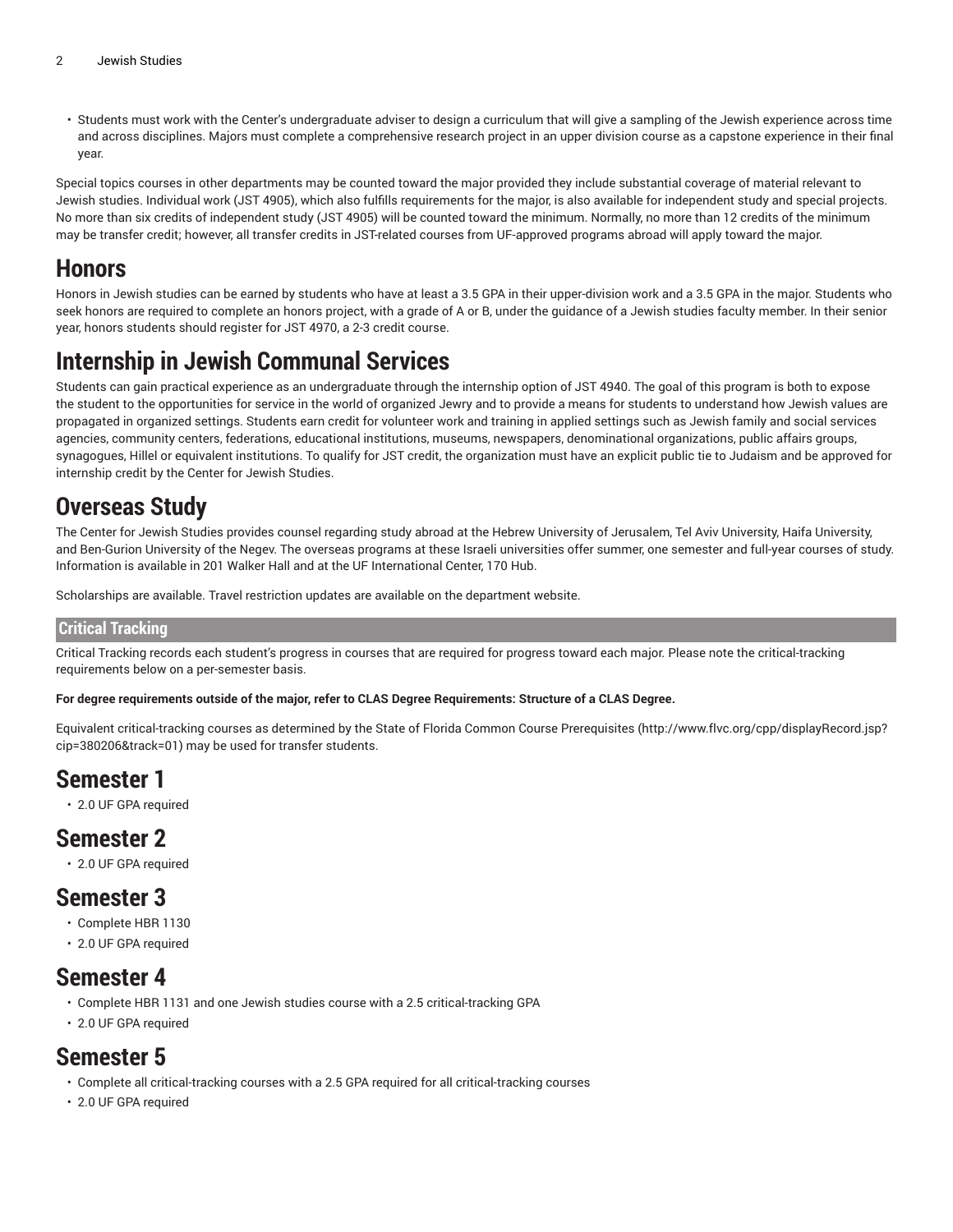- Students must work with the Center's undergraduate adviser to design a curriculum that will give a sampling of the Jewish experience across time and across disciplines. Majors must complete a comprehensive research project in an upper division course as a capstone experience in their final year.

Special topics courses in other departments may be counted toward the major provided they include substantial coverage of material relevant to Jewish studies. Individual work (JST 4905), which also fulfills requirements for the major, is also available for independent study and special projects. No more than six credits of independent study (JST 4905) will be counted toward the minimum. Normally, no more than 12 credits of the minimum may be transfer credit; however, all transfer credits in JST-related courses from UF-approved programs abroad will apply toward the major.

# Honors

Honors in Jewish studies can be earned by students who have at least a 3.5 GPA in their upper-division work and a 3.5 GPA in the major. Students who seek honors are required to complete an honors project, with a grade of A or B, under the guidance of a Jewish studies faculty member. In their senior year, honors students should register for JST 4970, a 2-3 credit course.

# Internship in Jewish Communal Services

Students can gain practical experience as an undergraduate through the internship option of JST 4940. The goal of this program is both to expose the student to the opportunities for service in the world of organized Jewry and to provide a means for students to understand how Jewish values are propagated in organized settings. Students earn credit for volunteer work and training in applied settings such as Jewish family and social services agencies, community centers, federations, educational institutions, museums, newspapers, denominational organizations, public affairs groups, synagogues, Hillel or equivalent institutions. To qualify for JST credit, the organization must have an explicit public tie to Judaism and be approved for internship credit by the Center for Jewish Studies.

# Overseas Study

The Center for Jewish Studies provides counsel regarding study abroad at the Hebrew University of Jerusalem, Tel Aviv University, Haifa University, and Ben-Gurion University of the Negev. The overseas programs at these Israeli universities offer summer, one semester and full-year courses of study. Information is available in 201 Walker Hall and at the UF International Center, 170 Hub.

Scholarships are available. Travel restriction updates are available on the department website.

## Critical Tracking

Critical Tracking records each student's progress in courses that are required for progress toward each major. Please note the critical-tracking requirements below on a per-semester basis.

**For degree requirements outside of the major, refer to CLAS Degree Requirements: Structure of a CLAS Degree.**

Equivalent critical-tracking courses as determined by the State of Florida Common Course Prerequisites (http://www.flvc.org/cpp/displayRecord.jsp?cip=380206&track=01) may be used for transfer students.

# Semester 1

- 2.0 UF GPA required

# Semester 2

- 2.0 UF GPA required

# Semester 3

- Complete HBR 1130
- 2.0 UF GPA required

# Semester 4

- Complete HBR 1131 and one Jewish studies course with a 2.5 critical-tracking GPA
- 2.0 UF GPA required

# Semester 5

- Complete all critical-tracking courses with a 2.5 GPA required for all critical-tracking courses
- 2.0 UF GPA required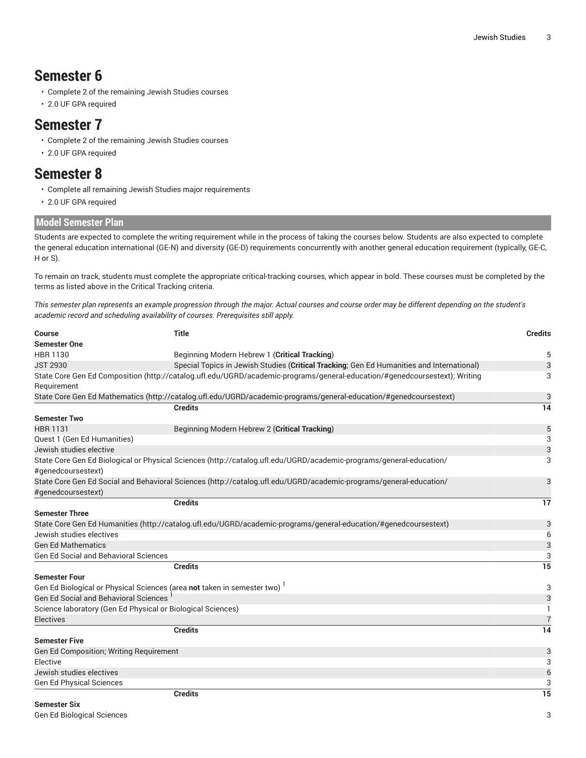# Semester 6

- Complete 2 of the remaining Jewish Studies courses
- 2.0 UF GPA required

# Semester 7

- Complete 2 of the remaining Jewish Studies courses
- 2.0 UF GPA required

# Semester 8

- Complete all remaining Jewish Studies major requirements
- 2.0 UF GPA required

## Model Semester Plan

Students are expected to complete the writing requirement while in the process of taking the courses below. Students are also expected to complete the general education international (GE-N) and diversity (GE-D) requirements concurrently with another general education requirement (typically, GE-C, H or S).

To remain on track, students must complete the appropriate critical-tracking courses, which appear in bold. These courses must be completed by the terms as listed above in the Critical Tracking criteria.

*This semester plan represents an example progression through the major. Actual courses and course order may be different depending on the student's academic record and scheduling availability of courses. Prerequisites still apply.*

| Course | Title | Credits |
|---|---|---|
| **Semester One** | | |
| HBR 1130 | Beginning Modern Hebrew 1 (**Critical Tracking**) | 5 |
| JST 2930 | Special Topics in Jewish Studies (**Critical Tracking**; Gen Ed Humanities and International) | 3 |
| State Core Gen Ed Composition (http://catalog.ufl.edu/UGRD/academic-programs/general-education/#genedcoursestext); Writing Requirement | | 3 |
| State Core Gen Ed Mathematics (http://catalog.ufl.edu/UGRD/academic-programs/general-education/#genedcoursestext) | | 3 |
| | **Credits** | **14** |
| **Semester Two** | | |
| HBR 1131 | Beginning Modern Hebrew 2 (**Critical Tracking**) | 5 |
| Quest 1 (Gen Ed Humanities) | | 3 |
| Jewish studies elective | | 3 |
| State Core Gen Ed Biological or Physical Sciences (http://catalog.ufl.edu/UGRD/academic-programs/general-education/#genedcoursestext) | | 3 |
| State Core Gen Ed Social and Behavioral Sciences (http://catalog.ufl.edu/UGRD/academic-programs/general-education/#genedcoursestext) | | 3 |
| | **Credits** | **17** |
| **Semester Three** | | |
| State Core Gen Ed Humanities (http://catalog.ufl.edu/UGRD/academic-programs/general-education/#genedcoursestext) | | 3 |
| Jewish studies electives | | 6 |
| Gen Ed Mathematics | | 3 |
| Gen Ed Social and Behavioral Sciences | | 3 |
| | **Credits** | **15** |
| **Semester Four** | | |
| Gen Ed Biological or Physical Sciences (area **not** taken in semester two) [1] | | 3 |
| Gen Ed Social and Behavioral Sciences [1] | | 3 |
| Science laboratory (Gen Ed Physical or Biological Sciences) | | 1 |
| Electives | | 7 |
| | **Credits** | **14** |
| **Semester Five** | | |
| Gen Ed Composition; Writing Requirement | | 3 |
| Elective | | 3 |
| Jewish studies electives | | 6 |
| Gen Ed Physical Sciences | | 3 |
| | **Credits** | **15** |
| **Semester Six** | | |
| Gen Ed Biological Sciences | | 3 |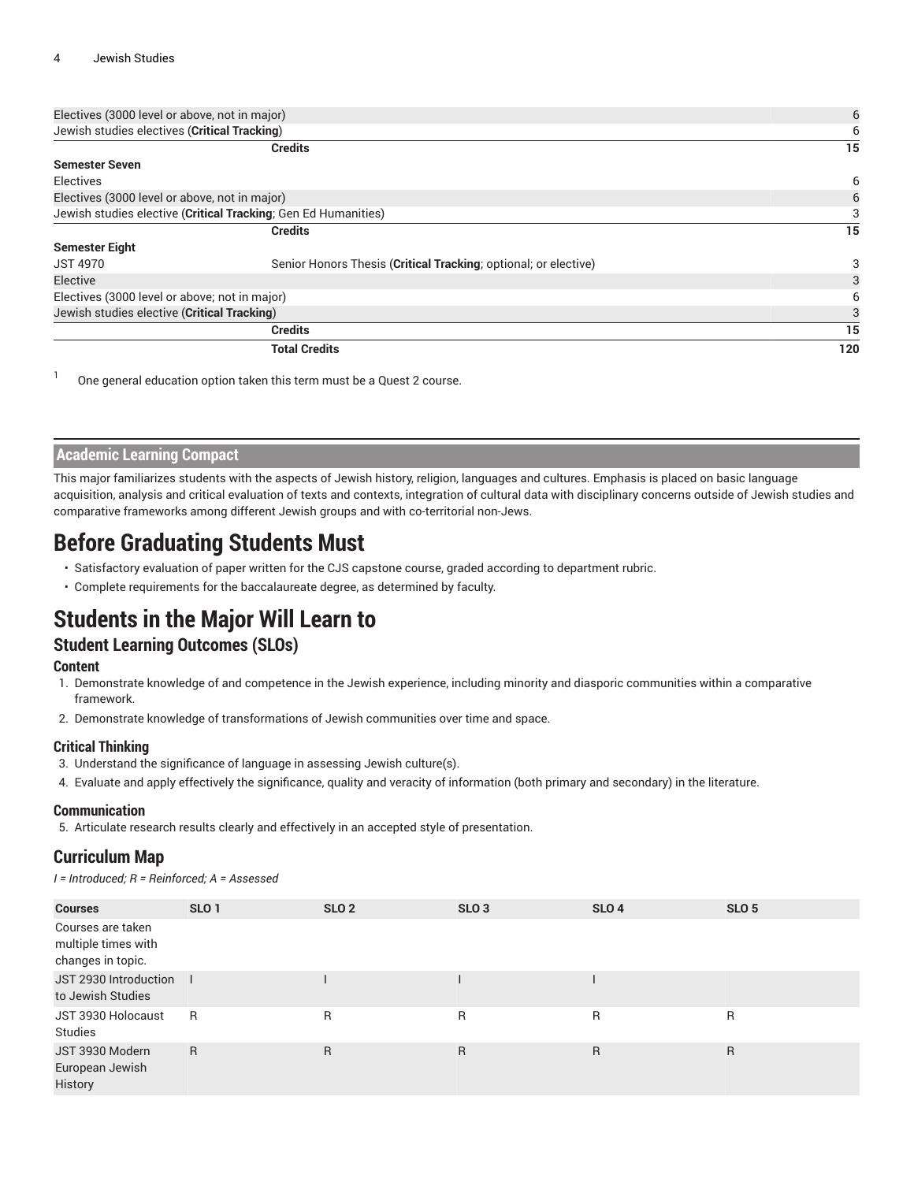| | | |
|---|---|---|
| Electives (3000 level or above, not in major) | | 6 |
| Jewish studies electives (**Critical Tracking**) | | 6 |
| | **Credits** | **15** |
| **Semester Seven** | | |
| Electives | | 6 |
| Electives (3000 level or above, not in major) | | 6 |
| Jewish studies elective (**Critical Tracking**; Gen Ed Humanities) | | 3 |
| | **Credits** | **15** |
| **Semester Eight** | | |
| JST 4970 | Senior Honors Thesis (**Critical Tracking**; optional; or elective) | 3 |
| Elective | | 3 |
| Electives (3000 level or above; not in major) | | 6 |
| Jewish studies elective (**Critical Tracking**) | | 3 |
| | **Credits** | **15** |
| | **Total Credits** | **120** |

[1] One general education option taken this term must be a Quest 2 course.

## Academic Learning Compact

This major familiarizes students with the aspects of Jewish history, religion, languages and cultures. Emphasis is placed on basic language acquisition, analysis and critical evaluation of texts and contexts, integration of cultural data with disciplinary concerns outside of Jewish studies and comparative frameworks among different Jewish groups and with co-territorial non-Jews.

# Before Graduating Students Must

- Satisfactory evaluation of paper written for the CJS capstone course, graded according to department rubric.
- Complete requirements for the baccalaureate degree, as determined by faculty.

# Students in the Major Will Learn to

## Student Learning Outcomes (SLOs)

### Content

1. Demonstrate knowledge of and competence in the Jewish experience, including minority and diasporic communities within a comparative framework.
2. Demonstrate knowledge of transformations of Jewish communities over time and space.

### Critical Thinking

3. Understand the significance of language in assessing Jewish culture(s).
4. Evaluate and apply effectively the significance, quality and veracity of information (both primary and secondary) in the literature.

### Communication

5. Articulate research results clearly and effectively in an accepted style of presentation.

## Curriculum Map

*I = Introduced; R = Reinforced; A = Assessed*

| Courses | SLO 1 | SLO 2 | SLO 3 | SLO 4 | SLO 5 |
|---|---|---|---|---|---|
| Courses are taken multiple times with changes in topic. | | | | | |
| JST 2930 Introduction to Jewish Studies | I | I | I | I | |
| JST 3930 Holocaust Studies | R | R | R | R | R |
| JST 3930 Modern European Jewish History | R | R | R | R | R |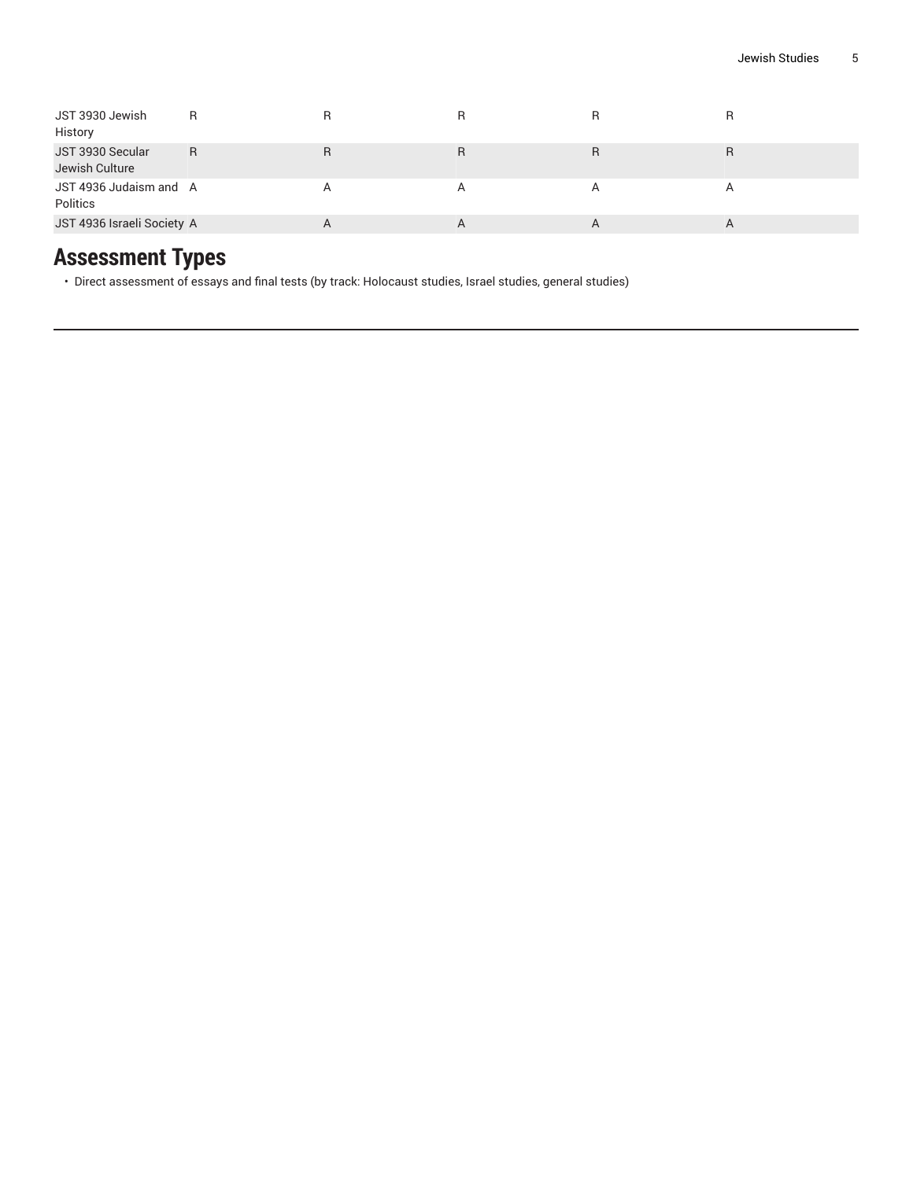| | | | | | |
|---|---|---|---|---|---|
| JST 3930 Jewish History | R | R | R | R | R |
| JST 3930 Secular Jewish Culture | R | R | R | R | R |
| JST 4936 Judaism and Politics | A | A | A | A | A |
| JST 4936 Israeli Society | A | A | A | A | A |

## Assessment Types

- Direct assessment of essays and final tests (by track: Holocaust studies, Israel studies, general studies)